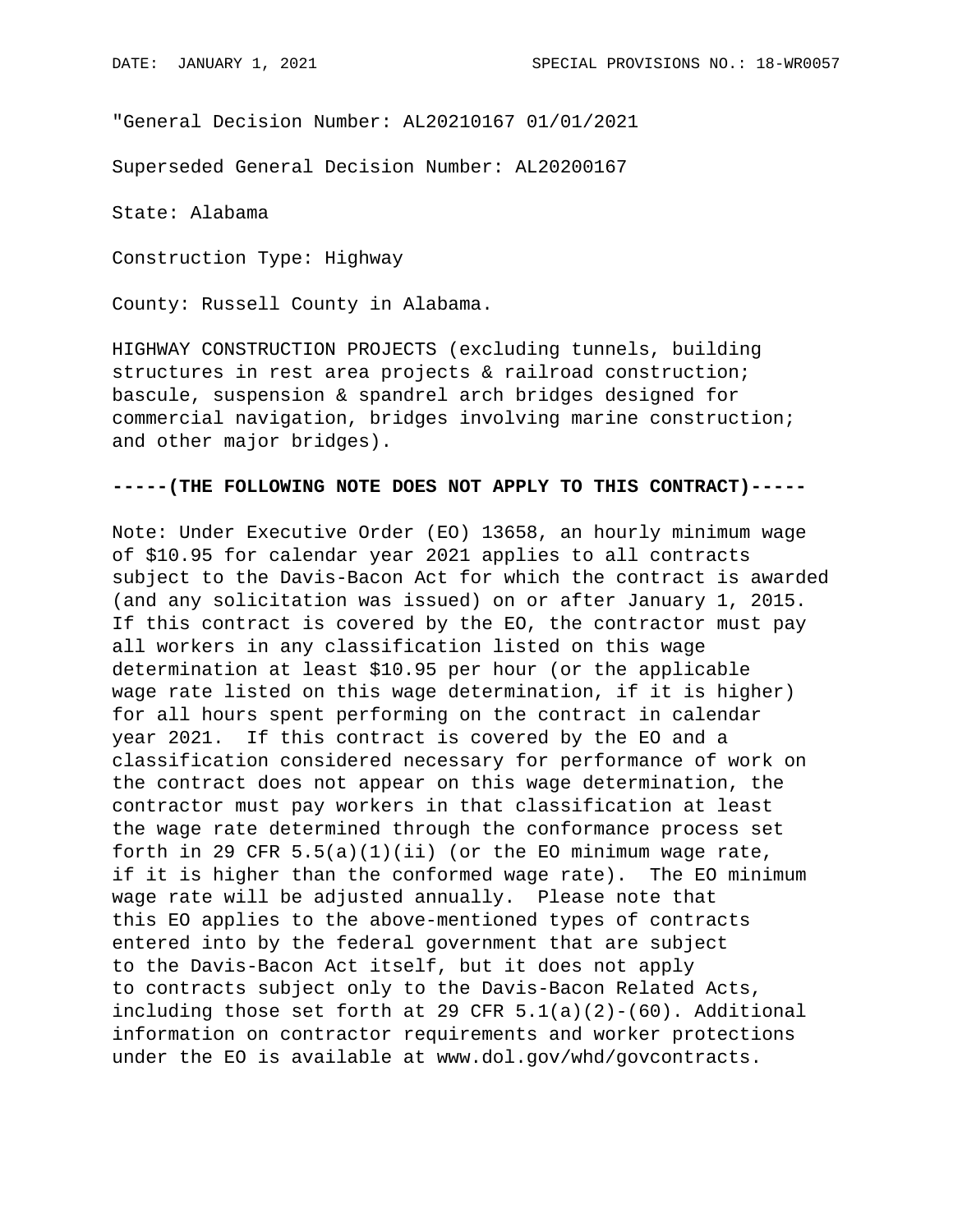DATE: JANUARY 1, 2021 SPECIAL PROVISIONS NO.: 18-WR0057

"General Decision Number: AL20210167 01/01/2021

Superseded General Decision Number: AL20200167

State: Alabama

Construction Type: Highway

County: Russell County in Alabama.

HIGHWAY CONSTRUCTION PROJECTS (excluding tunnels, building structures in rest area projects & railroad construction; bascule, suspension & spandrel arch bridges designed for commercial navigation, bridges involving marine construction; and other major bridges).

**-----(THE FOLLOWING NOTE DOES NOT APPLY TO THIS CONTRACT)-----**

Note: Under Executive Order (EO) 13658, an hourly minimum wage of $10.95 for calendar year 2021 applies to all contracts subject to the Davis-Bacon Act for which the contract is awarded (and any solicitation was issued) on or after January 1, 2015. If this contract is covered by the EO, the contractor must pay all workers in any classification listed on this wage determination at least $10.95 per hour (or the applicable wage rate listed on this wage determination, if it is higher) for all hours spent performing on the contract in calendar year 2021. If this contract is covered by the EO and a classification considered necessary for performance of work on the contract does not appear on this wage determination, the contractor must pay workers in that classification at least the wage rate determined through the conformance process set forth in 29 CFR 5.5(a)(1)(ii) (or the EO minimum wage rate, if it is higher than the conformed wage rate). The EO minimum wage rate will be adjusted annually. Please note that this EO applies to the above-mentioned types of contracts entered into by the federal government that are subject to the Davis-Bacon Act itself, but it does not apply to contracts subject only to the Davis-Bacon Related Acts, including those set forth at 29 CFR 5.1(a)(2)-(60). Additional information on contractor requirements and worker protections under the EO is available at www.dol.gov/whd/govcontracts.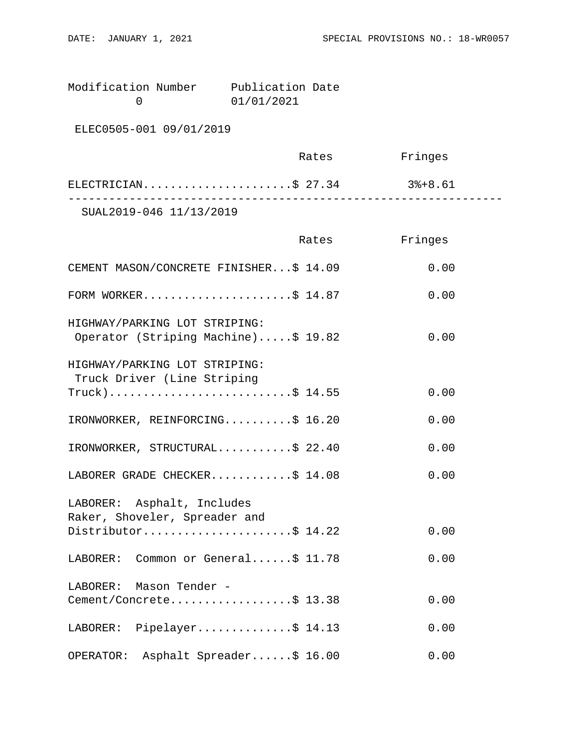Modification Number Publication Date
0 01/01/2021

ELEC0505-001 09/01/2019

| | Rates | Fringes |
|---|---|---|
| ELECTRICIAN | $ 27.34 | 3%+8.61 |

---

SUAL2019-046 11/13/2019

| | Rates | Fringes |
|---|---|---|
| CEMENT MASON/CONCRETE FINISHER | $ 14.09 | 0.00 |
| FORM WORKER | $ 14.87 | 0.00 |
| HIGHWAY/PARKING LOT STRIPING: Operator (Striping Machine) | $ 19.82 | 0.00 |
| HIGHWAY/PARKING LOT STRIPING: Truck Driver (Line Striping Truck) | $ 14.55 | 0.00 |
| IRONWORKER, REINFORCING | $ 16.20 | 0.00 |
| IRONWORKER, STRUCTURAL | $ 22.40 | 0.00 |
| LABORER GRADE CHECKER | $ 14.08 | 0.00 |
| LABORER: Asphalt, Includes Raker, Shoveler, Spreader and Distributor | $ 14.22 | 0.00 |
| LABORER: Common or General | $ 11.78 | 0.00 |
| LABORER: Mason Tender - Cement/Concrete | $ 13.38 | 0.00 |
| LABORER: Pipelayer | $ 14.13 | 0.00 |
| OPERATOR: Asphalt Spreader | $ 16.00 | 0.00 |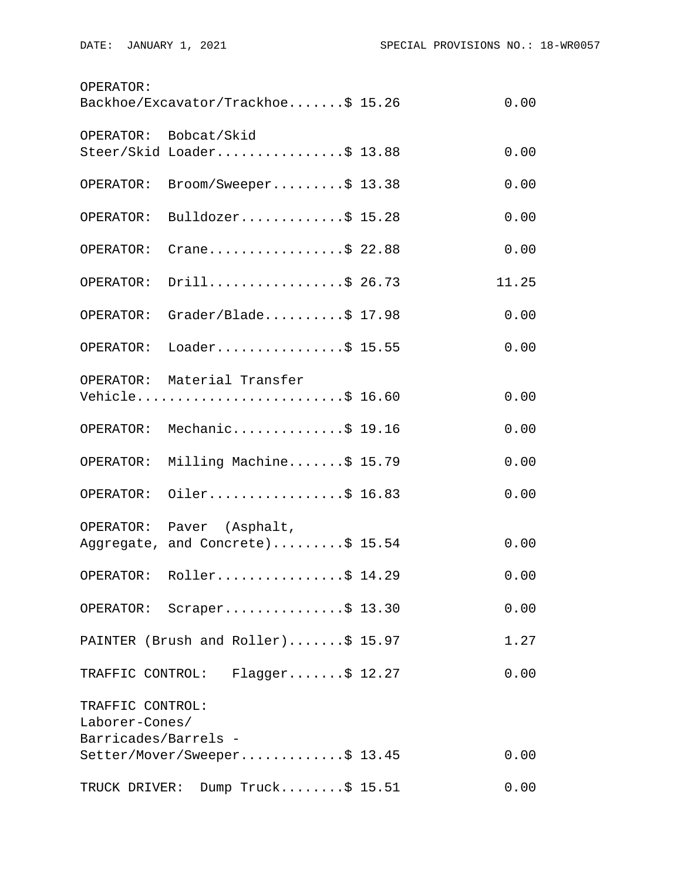| Classification | Rates | Fringes |
|---|---|---|
| OPERATOR: Backhoe/Excavator/Trackhoe | $ 15.26 | 0.00 |
| OPERATOR: Bobcat/Skid Steer/Skid Loader | $ 13.88 | 0.00 |
| OPERATOR: Broom/Sweeper | $ 13.38 | 0.00 |
| OPERATOR: Bulldozer | $ 15.28 | 0.00 |
| OPERATOR: Crane | $ 22.88 | 0.00 |
| OPERATOR: Drill | $ 26.73 | 11.25 |
| OPERATOR: Grader/Blade | $ 17.98 | 0.00 |
| OPERATOR: Loader | $ 15.55 | 0.00 |
| OPERATOR: Material Transfer Vehicle | $ 16.60 | 0.00 |
| OPERATOR: Mechanic | $ 19.16 | 0.00 |
| OPERATOR: Milling Machine | $ 15.79 | 0.00 |
| OPERATOR: Oiler | $ 16.83 | 0.00 |
| OPERATOR: Paver (Asphalt, Aggregate, and Concrete) | $ 15.54 | 0.00 |
| OPERATOR: Roller | $ 14.29 | 0.00 |
| OPERATOR: Scraper | $ 13.30 | 0.00 |
| PAINTER (Brush and Roller) | $ 15.97 | 1.27 |
| TRAFFIC CONTROL: Flagger | $ 12.27 | 0.00 |
| TRAFFIC CONTROL: Laborer-Cones/ Barricades/Barrels - Setter/Mover/Sweeper | $ 13.45 | 0.00 |
| TRUCK DRIVER: Dump Truck | $ 15.51 | 0.00 |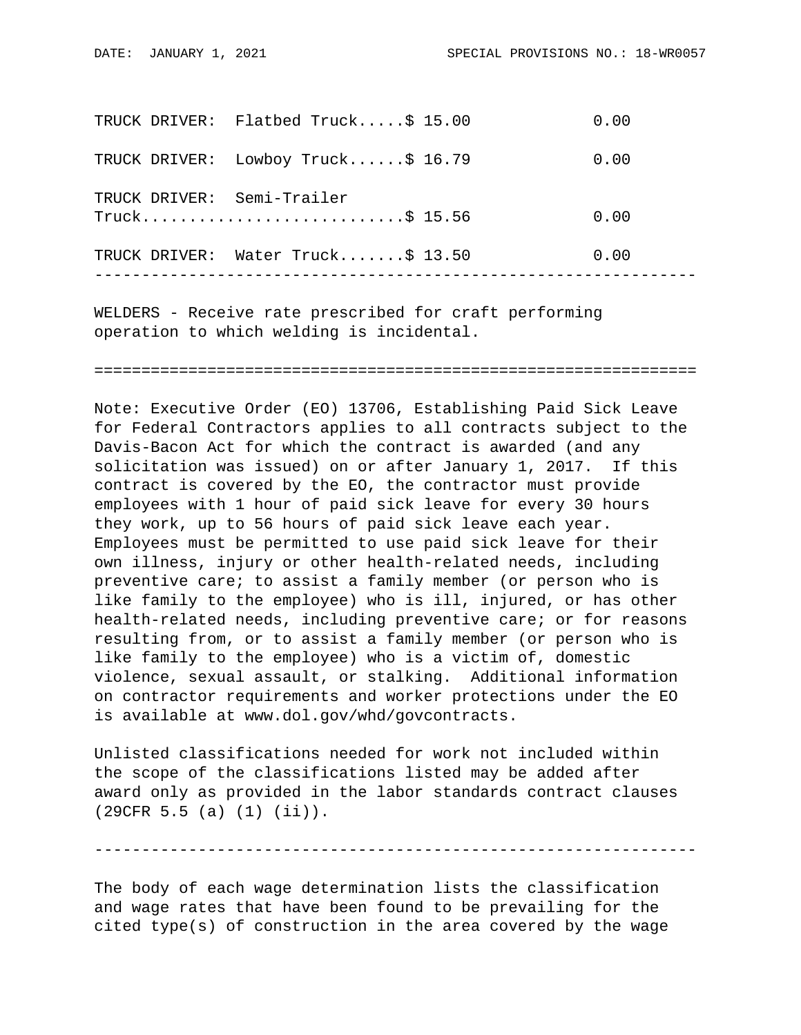| Classification | Rates | Fringes |
|---|---|---|
| TRUCK DRIVER: Flatbed Truck | $ 15.00 | 0.00 |
| TRUCK DRIVER: Lowboy Truck | $ 16.79 | 0.00 |
| TRUCK DRIVER: Semi-Trailer Truck | $ 15.56 | 0.00 |
| TRUCK DRIVER: Water Truck | $ 13.50 | 0.00 |

---

WELDERS - Receive rate prescribed for craft performing operation to which welding is incidental.

---

Note: Executive Order (EO) 13706, Establishing Paid Sick Leave for Federal Contractors applies to all contracts subject to the Davis-Bacon Act for which the contract is awarded (and any solicitation was issued) on or after January 1, 2017. If this contract is covered by the EO, the contractor must provide employees with 1 hour of paid sick leave for every 30 hours they work, up to 56 hours of paid sick leave each year. Employees must be permitted to use paid sick leave for their own illness, injury or other health-related needs, including preventive care; to assist a family member (or person who is like family to the employee) who is ill, injured, or has other health-related needs, including preventive care; or for reasons resulting from, or to assist a family member (or person who is like family to the employee) who is a victim of, domestic violence, sexual assault, or stalking. Additional information on contractor requirements and worker protections under the EO is available at www.dol.gov/whd/govcontracts.

Unlisted classifications needed for work not included within the scope of the classifications listed may be added after award only as provided in the labor standards contract clauses (29CFR 5.5 (a) (1) (ii)).

---

The body of each wage determination lists the classification and wage rates that have been found to be prevailing for the cited type(s) of construction in the area covered by the wage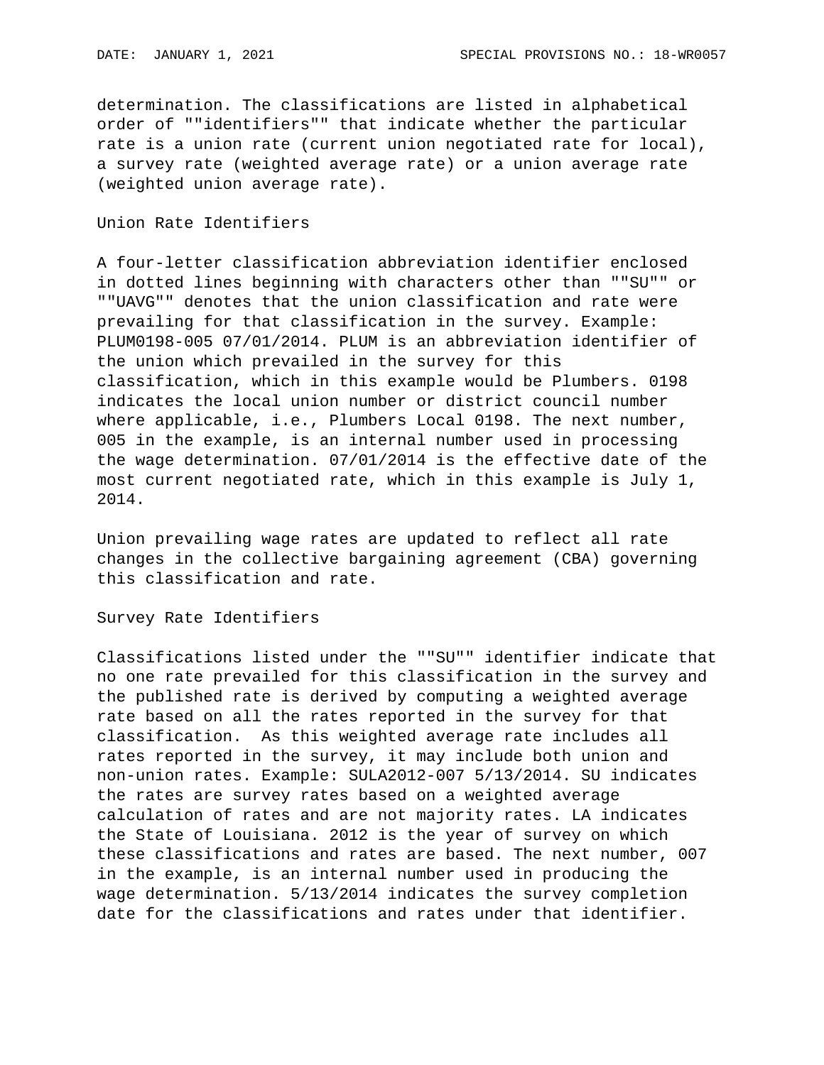determination. The classifications are listed in alphabetical order of ""identifiers"" that indicate whether the particular rate is a union rate (current union negotiated rate for local), a survey rate (weighted average rate) or a union average rate (weighted union average rate).

## Union Rate Identifiers

A four-letter classification abbreviation identifier enclosed in dotted lines beginning with characters other than ""SU"" or ""UAVG"" denotes that the union classification and rate were prevailing for that classification in the survey. Example: PLUM0198-005 07/01/2014. PLUM is an abbreviation identifier of the union which prevailed in the survey for this classification, which in this example would be Plumbers. 0198 indicates the local union number or district council number where applicable, i.e., Plumbers Local 0198. The next number, 005 in the example, is an internal number used in processing the wage determination. 07/01/2014 is the effective date of the most current negotiated rate, which in this example is July 1, 2014.

Union prevailing wage rates are updated to reflect all rate changes in the collective bargaining agreement (CBA) governing this classification and rate.

## Survey Rate Identifiers

Classifications listed under the ""SU"" identifier indicate that no one rate prevailed for this classification in the survey and the published rate is derived by computing a weighted average rate based on all the rates reported in the survey for that classification. As this weighted average rate includes all rates reported in the survey, it may include both union and non-union rates. Example: SULA2012-007 5/13/2014. SU indicates the rates are survey rates based on a weighted average calculation of rates and are not majority rates. LA indicates the State of Louisiana. 2012 is the year of survey on which these classifications and rates are based. The next number, 007 in the example, is an internal number used in producing the wage determination. 5/13/2014 indicates the survey completion date for the classifications and rates under that identifier.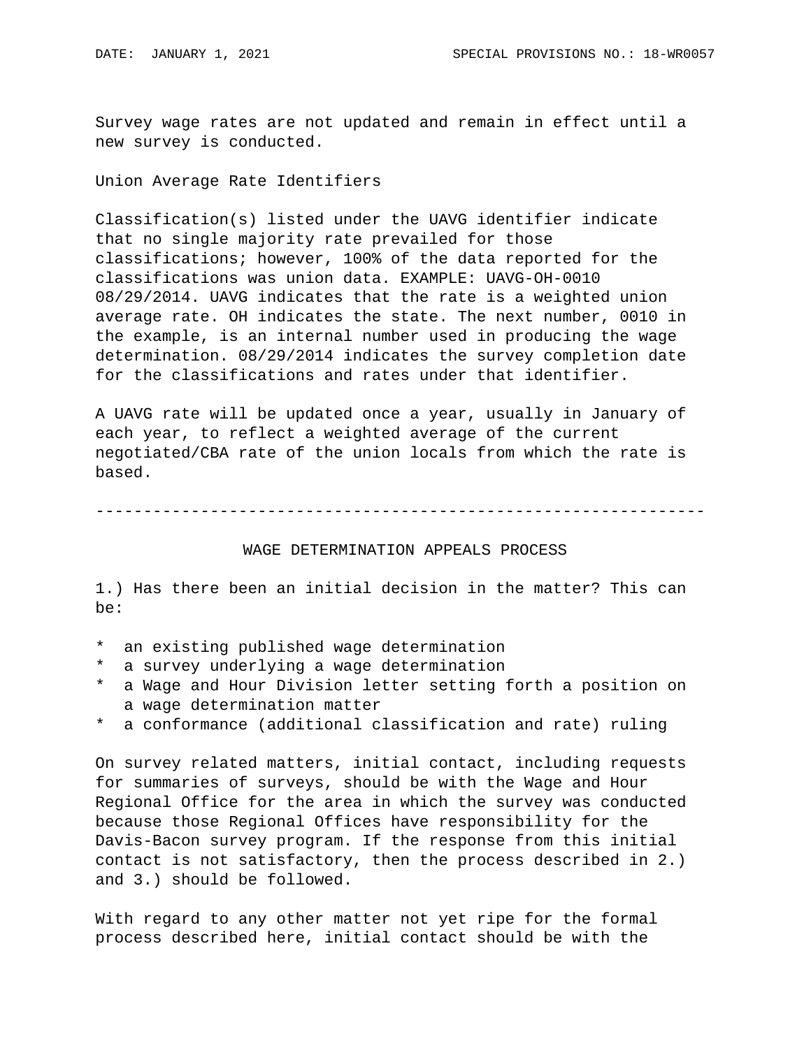Survey wage rates are not updated and remain in effect until a new survey is conducted.

Union Average Rate Identifiers

Classification(s) listed under the UAVG identifier indicate that no single majority rate prevailed for those classifications; however, 100% of the data reported for the classifications was union data. EXAMPLE: UAVG-OH-0010 08/29/2014. UAVG indicates that the rate is a weighted union average rate. OH indicates the state. The next number, 0010 in the example, is an internal number used in producing the wage determination. 08/29/2014 indicates the survey completion date for the classifications and rates under that identifier.

A UAVG rate will be updated once a year, usually in January of each year, to reflect a weighted average of the current negotiated/CBA rate of the union locals from which the rate is based.

----------------------------------------------------------------

## WAGE DETERMINATION APPEALS PROCESS

1.) Has there been an initial decision in the matter? This can be:

* an existing published wage determination
* a survey underlying a wage determination
* a Wage and Hour Division letter setting forth a position on a wage determination matter
* a conformance (additional classification and rate) ruling

On survey related matters, initial contact, including requests for summaries of surveys, should be with the Wage and Hour Regional Office for the area in which the survey was conducted because those Regional Offices have responsibility for the Davis-Bacon survey program. If the response from this initial contact is not satisfactory, then the process described in 2.) and 3.) should be followed.

With regard to any other matter not yet ripe for the formal process described here, initial contact should be with the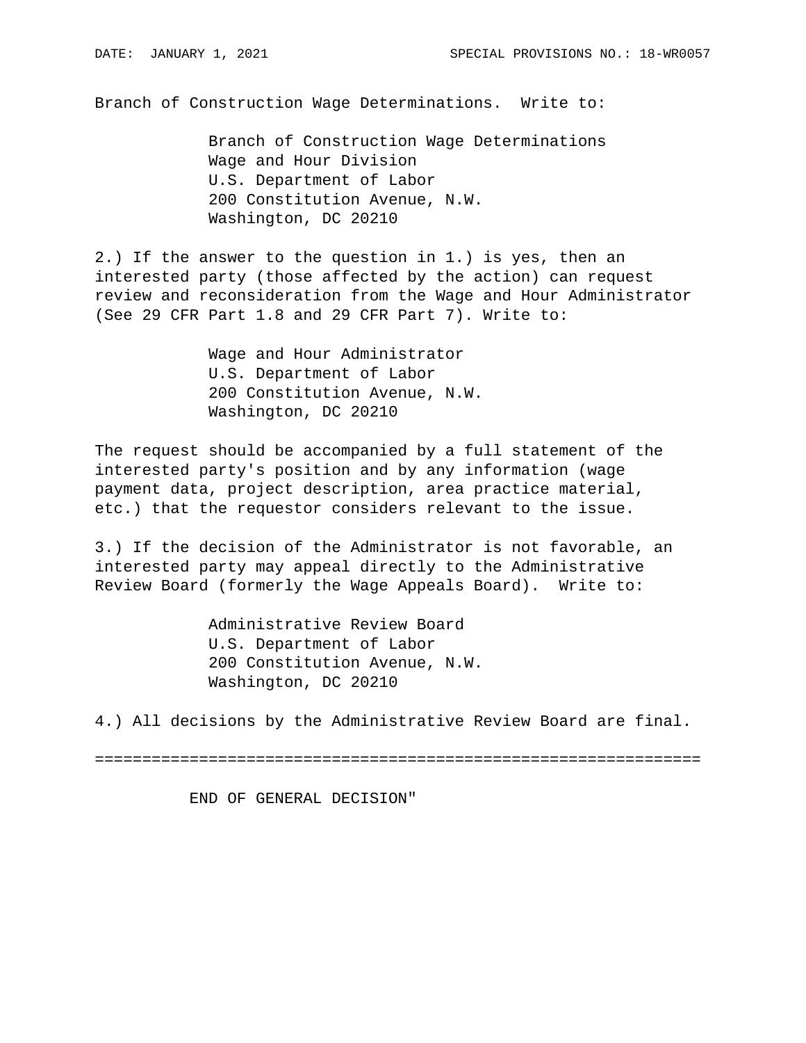Branch of Construction Wage Determinations. Write to:

Branch of Construction Wage Determinations
Wage and Hour Division
U.S. Department of Labor
200 Constitution Avenue, N.W.
Washington, DC 20210

2.) If the answer to the question in 1.) is yes, then an interested party (those affected by the action) can request review and reconsideration from the Wage and Hour Administrator (See 29 CFR Part 1.8 and 29 CFR Part 7). Write to:

Wage and Hour Administrator
U.S. Department of Labor
200 Constitution Avenue, N.W.
Washington, DC 20210

The request should be accompanied by a full statement of the interested party's position and by any information (wage payment data, project description, area practice material, etc.) that the requestor considers relevant to the issue.

3.) If the decision of the Administrator is not favorable, an interested party may appeal directly to the Administrative Review Board (formerly the Wage Appeals Board). Write to:

Administrative Review Board
U.S. Department of Labor
200 Constitution Avenue, N.W.
Washington, DC 20210

4.) All decisions by the Administrative Review Board are final.

================================================================

END OF GENERAL DECISION"